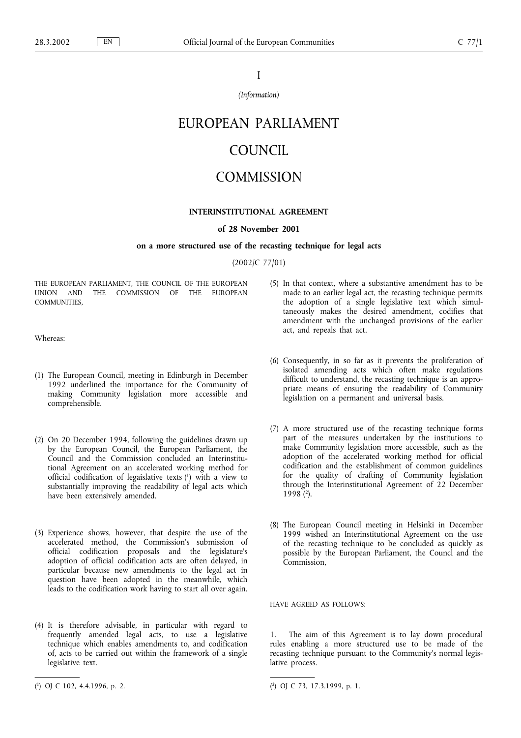I

*(Information)*

# EUROPEAN PARLIAMENT

# COUNCIL

# COMMISSION

## INTERINSTITUTIONAL AGREEMENT

### of 28 November 2001

### on a more structured use of the recasting technique for legal acts

(2002/C 77/01)

THE EUROPEAN PARLIAMENT, THE COUNCIL OF THE EUROPEAN UNION AND THE COMMISSION OF THE EUROPEAN COMMUNITIES,

Whereas:

(1) The European Council, meeting in Edinburgh in December 1992 underlined the importance for the Community of making Community legislation more accessible and comprehensible.

(2) On 20 December 1994, following the guidelines drawn up by the European Council, the European Parliament, the Council and the Commission concluded an Interinstitutional Agreement on an accelerated working method for official codification of legaislative texts [1] with a view to substantially improving the readability of legal acts which have been extensively amended.

(3) Experience shows, however, that despite the use of the accelerated method, the Commission's submission of official codification proposals and the legislature's adoption of official codification acts are often delayed, in particular because new amendments to the legal act in question have been adopted in the meanwhile, which leads to the codification work having to start all over again.

(4) It is therefore advisable, in particular with regard to frequently amended legal acts, to use a legislative technique which enables amendments to, and codification of, acts to be carried out within the framework of a single legislative text.

(5) In that context, where a substantive amendment has to be made to an earlier legal act, the recasting technique permits the adoption of a single legislative text which simultaneously makes the desired amendment, codifies that amendment with the unchanged provisions of the earlier act, and repeals that act.

(6) Consequently, in so far as it prevents the proliferation of isolated amending acts which often make regulations difficult to understand, the recasting technique is an appropriate means of ensuring the readability of Community legislation on a permanent and universal basis.

(7) A more structured use of the recasting technique forms part of the measures undertaken by the institutions to make Community legislation more accessible, such as the adoption of the accelerated working method for official codification and the establishment of common guidelines for the quality of drafting of Community legislation through the Interinstitutional Agreement of 22 December 1998 [2].

(8) The European Council meeting in Helsinki in December 1999 wished an Interinstitutional Agreement on the use of the recasting technique to be concluded as quickly as possible by the European Parliament, the Councl and the Commission,

HAVE AGREED AS FOLLOWS:

1. The aim of this Agreement is to lay down procedural rules enabling a more structured use to be made of the recasting technique pursuant to the Community's normal legislative process.

---

[1] OJ C 102, 4.4.1996, p. 2.

[2] OJ C 73, 17.3.1999, p. 1.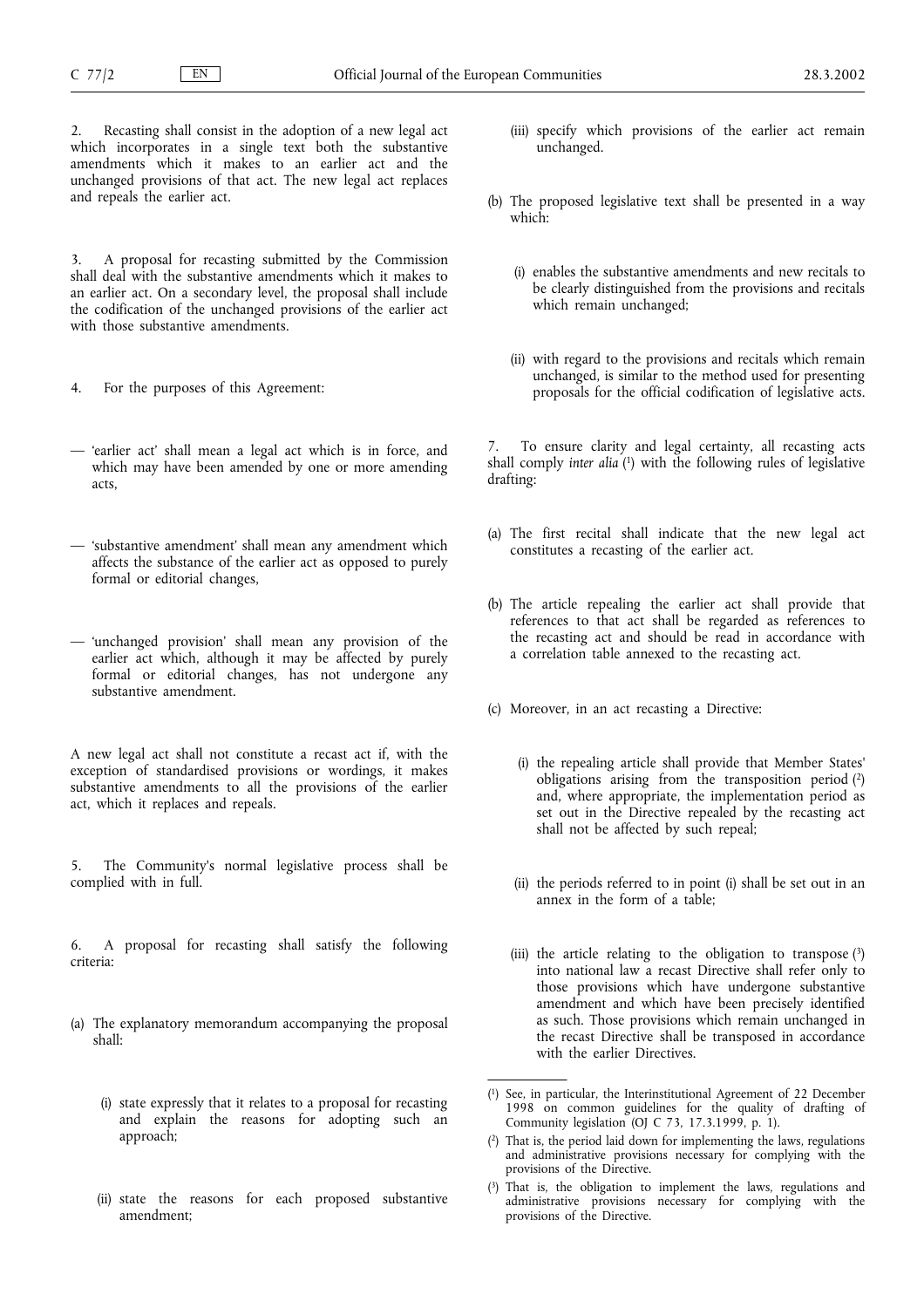2. Recasting shall consist in the adoption of a new legal act which incorporates in a single text both the substantive amendments which it makes to an earlier act and the unchanged provisions of that act. The new legal act replaces and repeals the earlier act.

3. A proposal for recasting submitted by the Commission shall deal with the substantive amendments which it makes to an earlier act. On a secondary level, the proposal shall include the codification of the unchanged provisions of the earlier act with those substantive amendments.

4. For the purposes of this Agreement:

— 'earlier act' shall mean a legal act which is in force, and which may have been amended by one or more amending acts,

— 'substantive amendment' shall mean any amendment which affects the substance of the earlier act as opposed to purely formal or editorial changes,

— 'unchanged provision' shall mean any provision of the earlier act which, although it may be affected by purely formal or editorial changes, has not undergone any substantive amendment.

A new legal act shall not constitute a recast act if, with the exception of standardised provisions or wordings, it makes substantive amendments to all the provisions of the earlier act, which it replaces and repeals.

5. The Community's normal legislative process shall be complied with in full.

6. A proposal for recasting shall satisfy the following criteria:

(a) The explanatory memorandum accompanying the proposal shall:

 (i) state expressly that it relates to a proposal for recasting and explain the reasons for adopting such an approach;

 (ii) state the reasons for each proposed substantive amendment;

 (iii) specify which provisions of the earlier act remain unchanged.

(b) The proposed legislative text shall be presented in a way which:

 (i) enables the substantive amendments and new recitals to be clearly distinguished from the provisions and recitals which remain unchanged;

 (ii) with regard to the provisions and recitals which remain unchanged, is similar to the method used for presenting proposals for the official codification of legislative acts.

7. To ensure clarity and legal certainty, all recasting acts shall comply *inter alia* [1] with the following rules of legislative drafting:

(a) The first recital shall indicate that the new legal act constitutes a recasting of the earlier act.

(b) The article repealing the earlier act shall provide that references to that act shall be regarded as references to the recasting act and should be read in accordance with a correlation table annexed to the recasting act.

(c) Moreover, in an act recasting a Directive:

 (i) the repealing article shall provide that Member States' obligations arising from the transposition period [2] and, where appropriate, the implementation period as set out in the Directive repealed by the recasting act shall not be affected by such repeal;

 (ii) the periods referred to in point (i) shall be set out in an annex in the form of a table;

 (iii) the article relating to the obligation to transpose [3] into national law a recast Directive shall refer only to those provisions which have undergone substantive amendment and which have been precisely identified as such. Those provisions which remain unchanged in the recast Directive shall be transposed in accordance with the earlier Directives.

---

[1] See, in particular, the Interinstitutional Agreement of 22 December 1998 on common guidelines for the quality of drafting of Community legislation (OJ C 73, 17.3.1999, p. 1).

[2] That is, the period laid down for implementing the laws, regulations and administrative provisions necessary for complying with the provisions of the Directive.

[3] That is, the obligation to implement the laws, regulations and administrative provisions necessary for complying with the provisions of the Directive.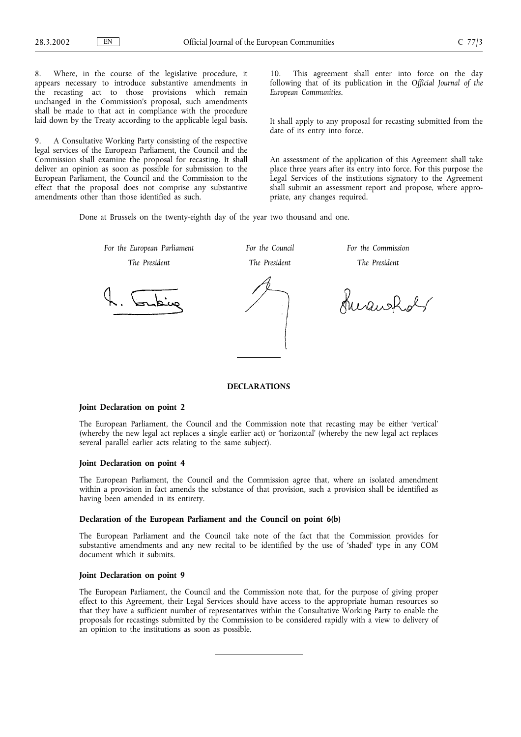8. Where, in the course of the legislative procedure, it appears necessary to introduce substantive amendments in the recasting act to those provisions which remain unchanged in the Commission's proposal, such amendments shall be made to that act in compliance with the procedure laid down by the Treaty according to the applicable legal basis.

9. A Consultative Working Party consisting of the respective legal services of the European Parliament, the Council and the Commission shall examine the proposal for recasting. It shall deliver an opinion as soon as possible for submission to the European Parliament, the Council and the Commission to the effect that the proposal does not comprise any substantive amendments other than those identified as such.

10. This agreement shall enter into force on the day following that of its publication in the *Official Journal of the European Communities*.

It shall apply to any proposal for recasting submitted from the date of its entry into force.

An assessment of the application of this Agreement shall take place three years after its entry into force. For this purpose the Legal Services of the institutions signatory to the Agreement shall submit an assessment report and propose, where appropriate, any changes required.

Done at Brussels on the twenty-eighth day of the year two thousand and one.

| | | |
|---|---|---|
| *For the European Parliament* | *For the Council* | *For the Commission* |
| *The President* | *The President* | *The President* |

## DECLARATIONS

### Joint Declaration on point 2

The European Parliament, the Council and the Commission note that recasting may be either 'vertical' (whereby the new legal act replaces a single earlier act) or 'horizontal' (whereby the new legal act replaces several parallel earlier acts relating to the same subject).

### Joint Declaration on point 4

The European Parliament, the Council and the Commission agree that, where an isolated amendment within a provision in fact amends the substance of that provision, such a provision shall be identified as having been amended in its entirety.

### Declaration of the European Parliament and the Council on point 6(b)

The European Parliament and the Council take note of the fact that the Commission provides for substantive amendments and any new recital to be identified by the use of 'shaded' type in any COM document which it submits.

### Joint Declaration on point 9

The European Parliament, the Council and the Commission note that, for the purpose of giving proper effect to this Agreement, their Legal Services should have access to the appropriate human resources so that they have a sufficient number of representatives within the Consultative Working Party to enable the proposals for recastings submitted by the Commission to be considered rapidly with a view to delivery of an opinion to the institutions as soon as possible.